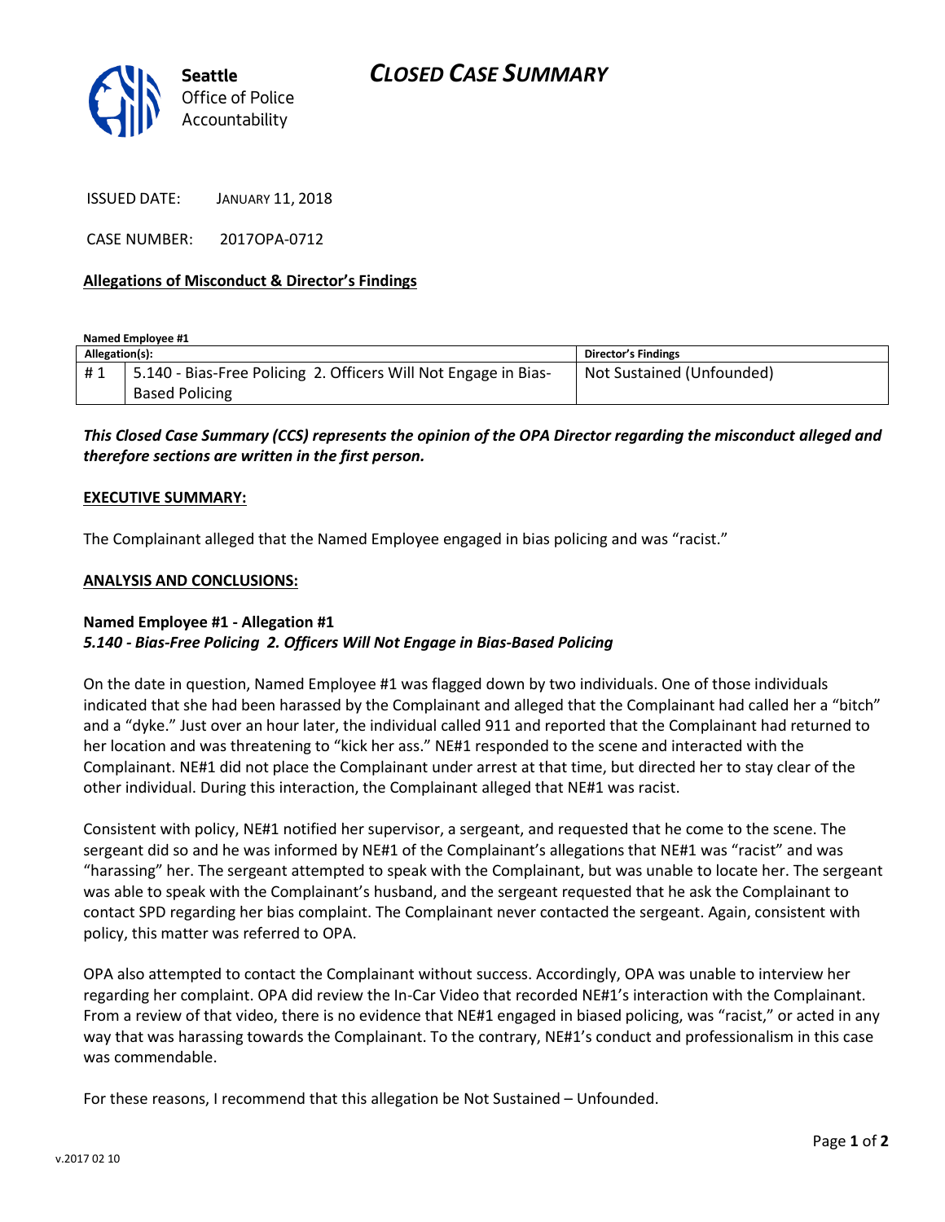Seattle Office of Police Accountability

# CLOSED CASE SUMMARY

ISSUED DATE: JANUARY 11, 2018

CASE NUMBER: 2017OPA-0712

**Allegations of Misconduct & Director's Findings**

**Named Employee #1**

| Allegation(s): | | Director's Findings |
|---|---|---|
| # 1 | 5.140 - Bias-Free Policing 2. Officers Will Not Engage in Bias-Based Policing | Not Sustained (Unfounded) |

***This Closed Case Summary (CCS) represents the opinion of the OPA Director regarding the misconduct alleged and therefore sections are written in the first person.***

**EXECUTIVE SUMMARY:**

The Complainant alleged that the Named Employee engaged in bias policing and was "racist."

**ANALYSIS AND CONCLUSIONS:**

**Named Employee #1 - Allegation #1**
***5.140 - Bias-Free Policing 2. Officers Will Not Engage in Bias-Based Policing***

On the date in question, Named Employee #1 was flagged down by two individuals. One of those individuals indicated that she had been harassed by the Complainant and alleged that the Complainant had called her a "bitch" and a "dyke." Just over an hour later, the individual called 911 and reported that the Complainant had returned to her location and was threatening to "kick her ass." NE#1 responded to the scene and interacted with the Complainant. NE#1 did not place the Complainant under arrest at that time, but directed her to stay clear of the other individual. During this interaction, the Complainant alleged that NE#1 was racist.

Consistent with policy, NE#1 notified her supervisor, a sergeant, and requested that he come to the scene. The sergeant did so and he was informed by NE#1 of the Complainant's allegations that NE#1 was "racist" and was "harassing" her. The sergeant attempted to speak with the Complainant, but was unable to locate her. The sergeant was able to speak with the Complainant's husband, and the sergeant requested that he ask the Complainant to contact SPD regarding her bias complaint. The Complainant never contacted the sergeant. Again, consistent with policy, this matter was referred to OPA.

OPA also attempted to contact the Complainant without success. Accordingly, OPA was unable to interview her regarding her complaint. OPA did review the In-Car Video that recorded NE#1's interaction with the Complainant. From a review of that video, there is no evidence that NE#1 engaged in biased policing, was "racist," or acted in any way that was harassing towards the Complainant. To the contrary, NE#1's conduct and professionalism in this case was commendable.

For these reasons, I recommend that this allegation be Not Sustained – Unfounded.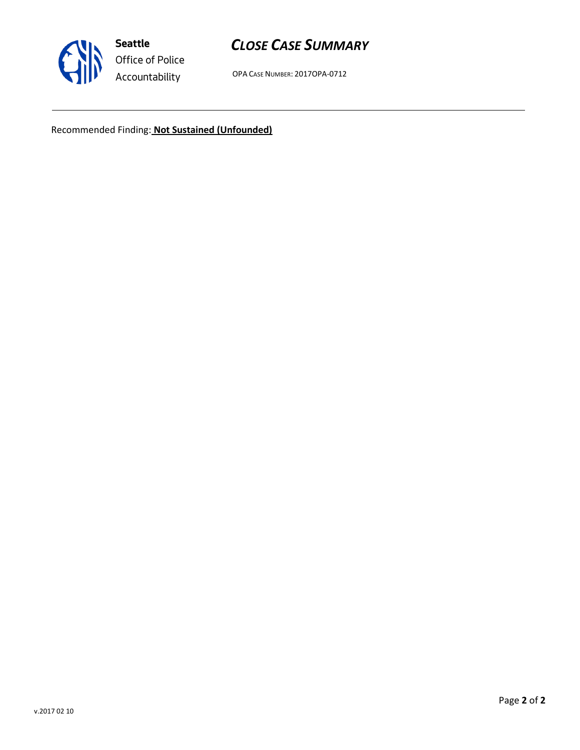Recommended Finding: **Not Sustained (Unfounded)**